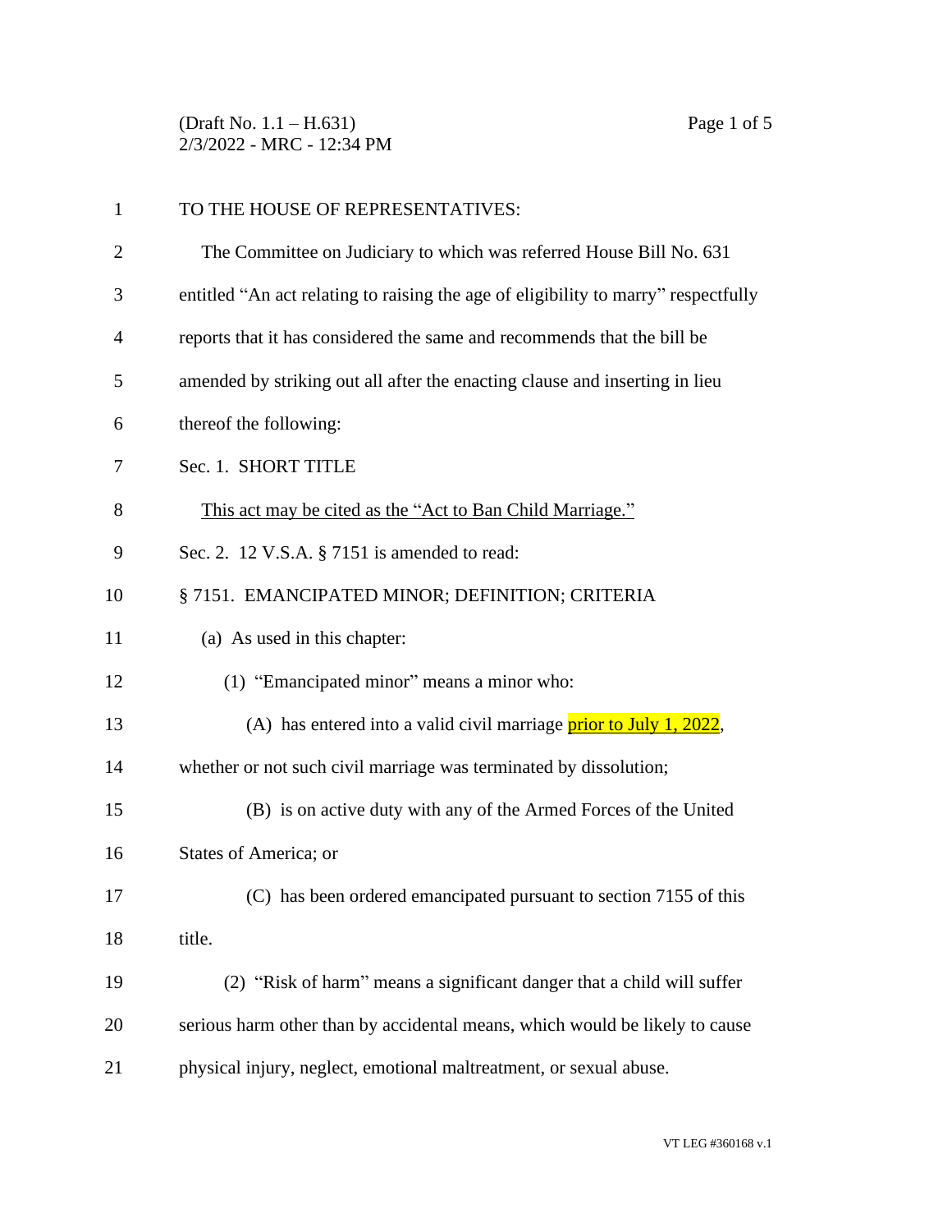TO THE HOUSE OF REPRESENTATIVES:

The Committee on Judiciary to which was referred House Bill No. 631 entitled "An act relating to raising the age of eligibility to marry" respectfully reports that it has considered the same and recommends that the bill be amended by striking out all after the enacting clause and inserting in lieu thereof the following:

Sec. 1. SHORT TITLE

<u>This act may be cited as the "Act to Ban Child Marriage."</u>

Sec. 2. 12 V.S.A. § 7151 is amended to read:

§ 7151. EMANCIPATED MINOR; DEFINITION; CRITERIA

(a) As used in this chapter:

(1) "Emancipated minor" means a minor who:

(A) has entered into a valid civil marriage <u>prior to July 1, 2022</u>, whether or not such civil marriage was terminated by dissolution;

(B) is on active duty with any of the Armed Forces of the United States of America; or

(C) has been ordered emancipated pursuant to section 7155 of this title.

(2) "Risk of harm" means a significant danger that a child will suffer serious harm other than by accidental means, which would be likely to cause physical injury, neglect, emotional maltreatment, or sexual abuse.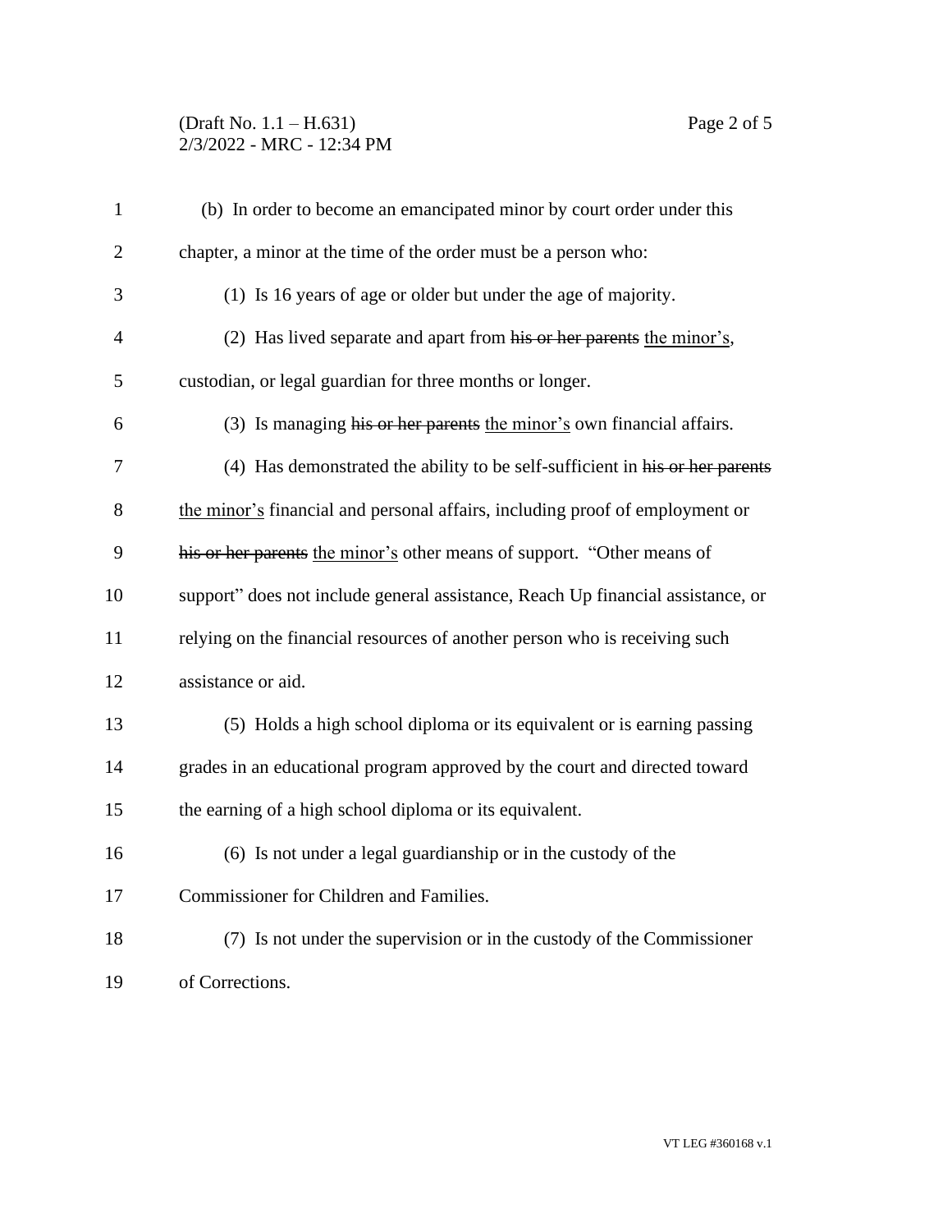(b) In order to become an emancipated minor by court order under this chapter, a minor at the time of the order must be a person who:

(1) Is 16 years of age or older but under the age of majority.

(2) Has lived separate and apart from ~~his or her parents~~ the minor's, custodian, or legal guardian for three months or longer.

(3) Is managing ~~his or her parents~~ the minor's own financial affairs.

(4) Has demonstrated the ability to be self-sufficient in ~~his or her parents~~ the minor's financial and personal affairs, including proof of employment or ~~his or her parents~~ the minor's other means of support. "Other means of support" does not include general assistance, Reach Up financial assistance, or relying on the financial resources of another person who is receiving such assistance or aid.

(5) Holds a high school diploma or its equivalent or is earning passing grades in an educational program approved by the court and directed toward the earning of a high school diploma or its equivalent.

(6) Is not under a legal guardianship or in the custody of the Commissioner for Children and Families.

(7) Is not under the supervision or in the custody of the Commissioner of Corrections.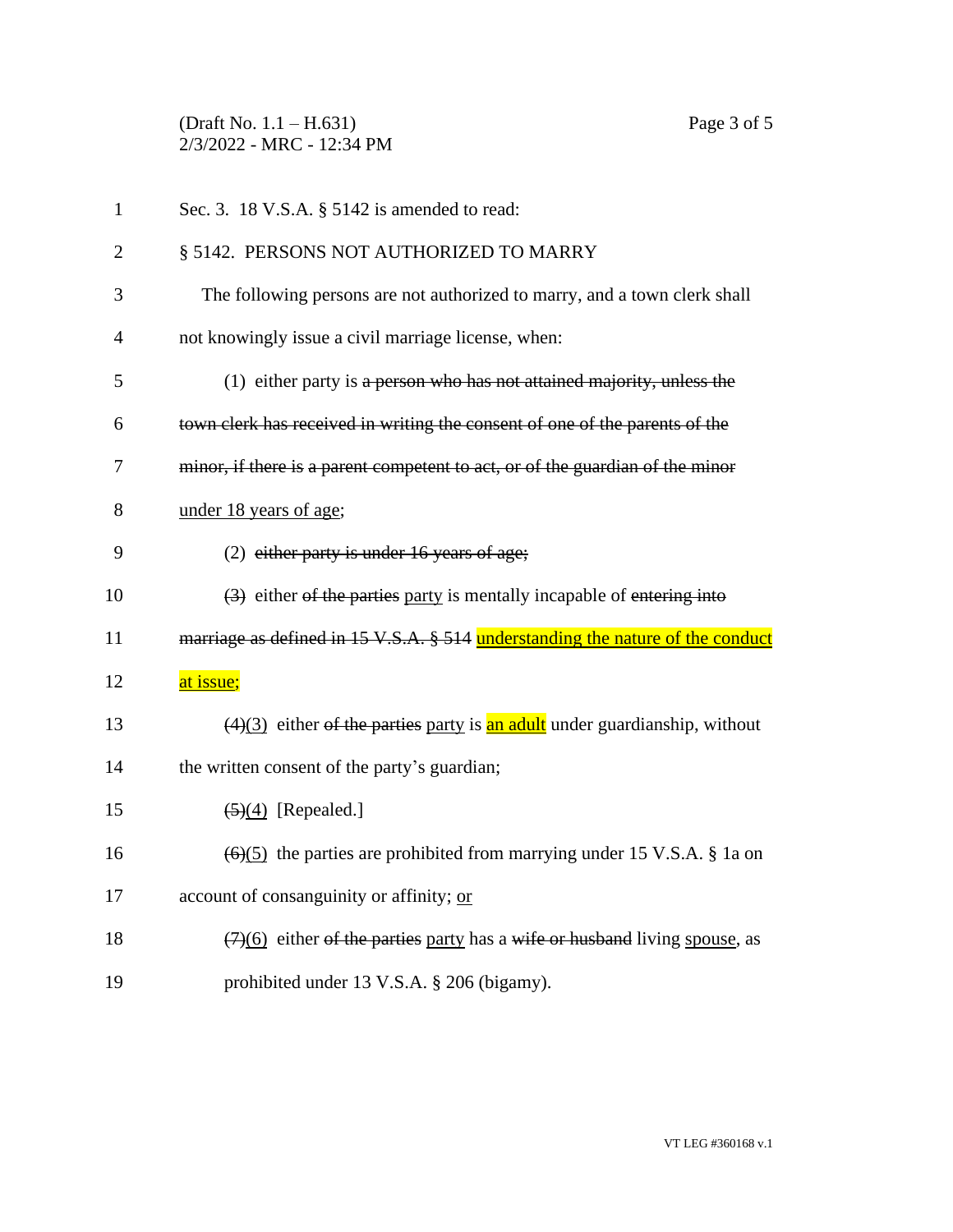Sec. 3. 18 V.S.A. § 5142 is amended to read:

§ 5142. PERSONS NOT AUTHORIZED TO MARRY

The following persons are not authorized to marry, and a town clerk shall not knowingly issue a civil marriage license, when:

(1) either party is ~~a person who has not attained majority, unless the town clerk has received in writing the consent of one of the parents of the minor, if there is a parent competent to act, or of the guardian of the minor~~ under 18 years of age;

(2) ~~either party is under 16 years of age;~~

~~(3)~~ either ~~of the parties~~ party is mentally incapable of ~~entering into marriage as defined in 15 V.S.A. § 514~~ understanding the nature of the conduct at issue;

~~(4)~~(3) either ~~of the parties~~ party is an adult under guardianship, without the written consent of the party's guardian;

~~(5)~~(4) [Repealed.]

~~(6)~~(5) the parties are prohibited from marrying under 15 V.S.A. § 1a on account of consanguinity or affinity; or

~~(7)~~(6) either ~~of the parties~~ party has a ~~wife or husband~~ living spouse, as prohibited under 13 V.S.A. § 206 (bigamy).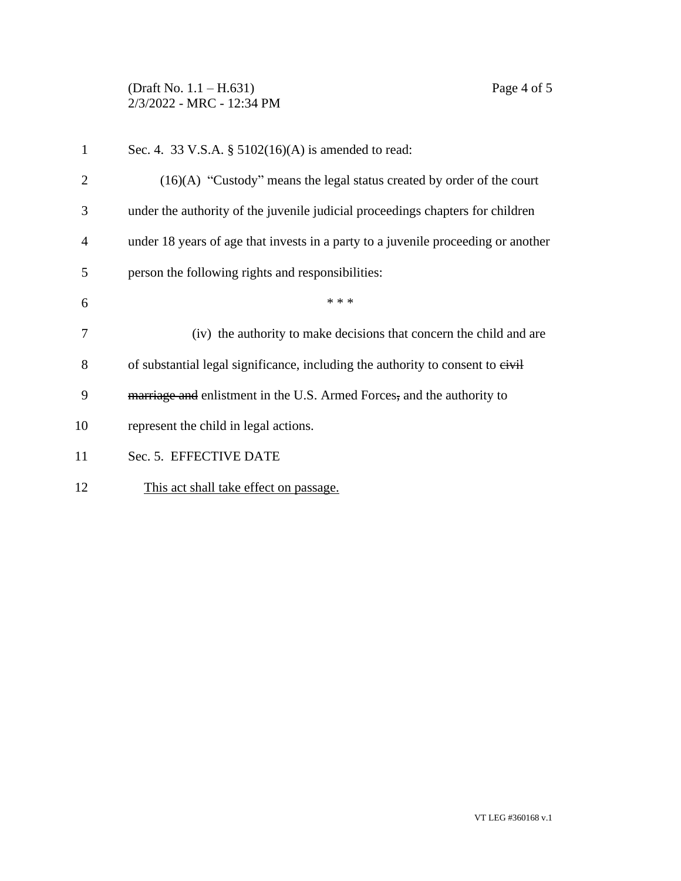Sec. 4. 33 V.S.A. § 5102(16)(A) is amended to read:

(16)(A) "Custody" means the legal status created by order of the court under the authority of the juvenile judicial proceedings chapters for children under 18 years of age that invests in a party to a juvenile proceeding or another person the following rights and responsibilities:

\* \* \*

(iv) the authority to make decisions that concern the child and are of substantial legal significance, including the authority to consent to ~~civil marriage and~~ enlistment in the U.S. Armed Forces~~,~~ and the authority to represent the child in legal actions.

Sec. 5. EFFECTIVE DATE

<u>This act shall take effect on passage.</u>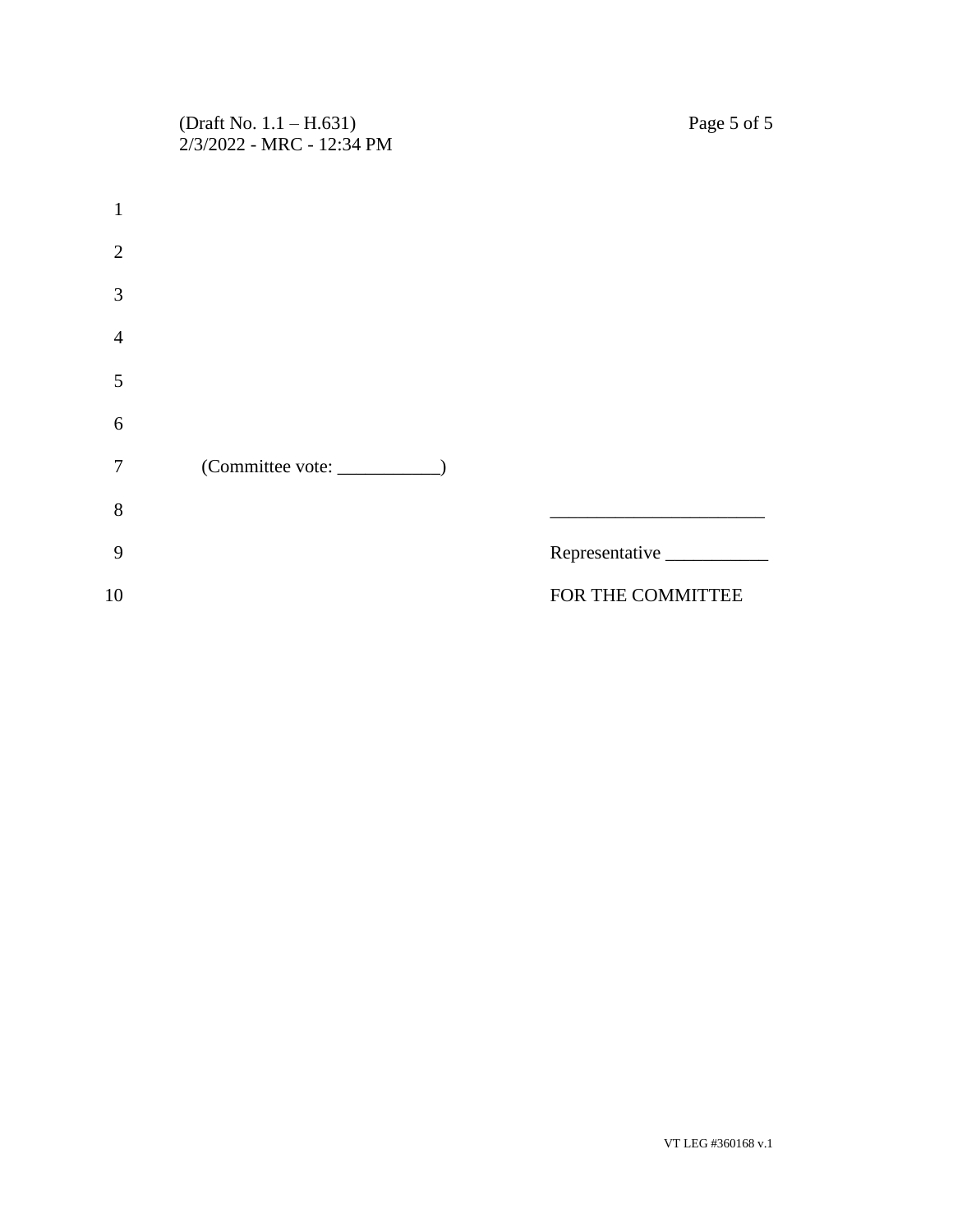(Committee vote: ___________)

_______________________

Representative ___________

FOR THE COMMITTEE